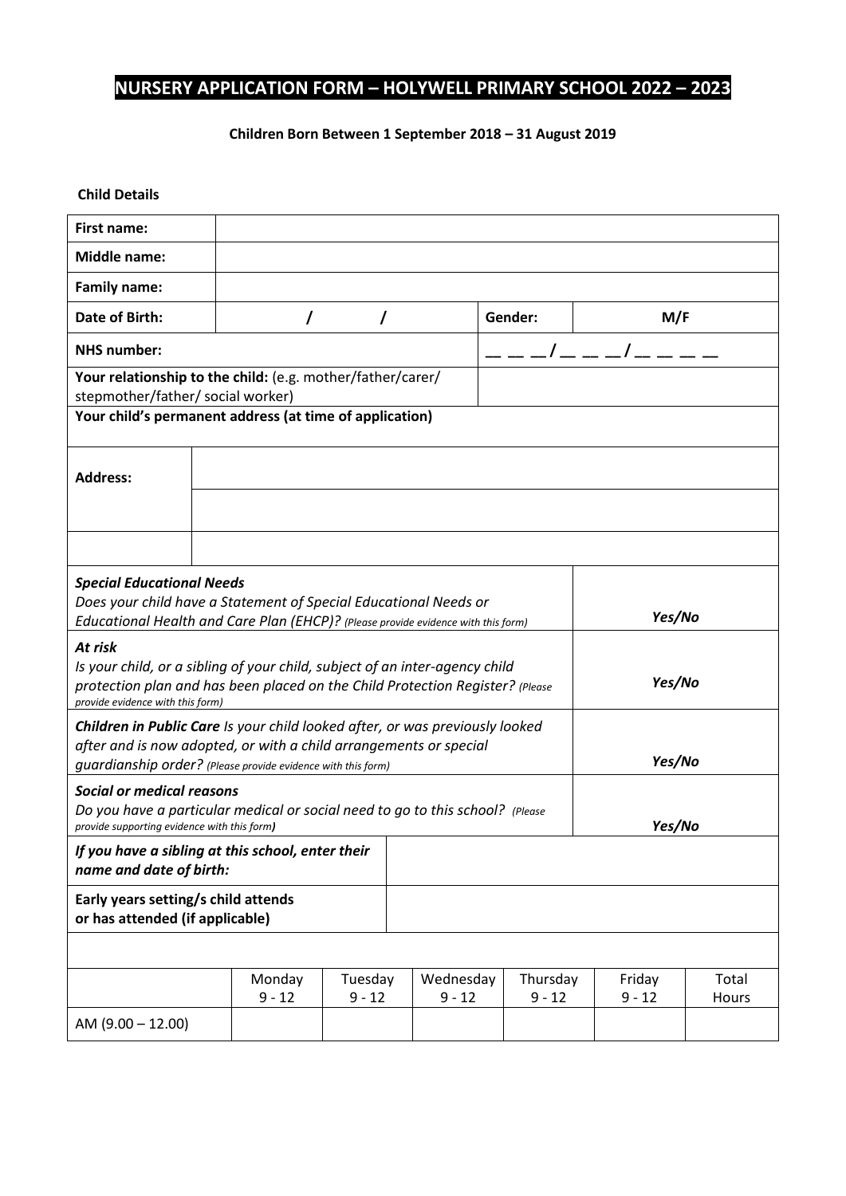# NURSERY APPLICATION FORM – HOLYWELL PRIMARY SCHOOL 2022 – 2023

**Children Born Between 1 September 2018 – 31 August 2019**

**Child Details**

| | | | |
|---|---|---|---|
| **First name:** | | | |
| **Middle name:** | | | |
| **Family name:** | | | |
| **Date of Birth:** | / / | **Gender:** | M/F |
| **NHS number:** | | \_\_ \_\_ \_\_/\_\_ \_\_ \_\_/\_\_ \_\_ \_\_ \_\_ | |
| **Your relationship to the child:** (e.g. mother/father/carer/ stepmother/father/ social worker) | | | |

**Your child's permanent address (at time of application)**

| | |
|---|---|
| **Address:** | |
| | |
| | |

| | |
|---|---|
| ***Special Educational Needs*** *Does your child have a Statement of Special Educational Needs or Educational Health and Care Plan (EHCP)? (Please provide evidence with this form)* | ***Yes/No*** |
| ***At risk*** *Is your child, or a sibling of your child, subject of an inter-agency child protection plan and has been placed on the Child Protection Register? (Please provide evidence with this form)* | ***Yes/No*** |
| ***Children in Public Care*** *Is your child looked after, or was previously looked after and is now adopted, or with a child arrangements or special guardianship order? (Please provide evidence with this form)* | ***Yes/No*** |
| ***Social or medical reasons*** *Do you have a particular medical or social need to go to this school? (Please provide supporting evidence with this form)* | ***Yes/No*** |

| | |
|---|---|
| ***If you have a sibling at this school, enter their name and date of birth:*** | |
| **Early years setting/s child attends or has attended (if applicable)** | |

| | Monday 9 - 12 | Tuesday 9 - 12 | Wednesday 9 - 12 | Thursday 9 - 12 | Friday 9 - 12 | Total Hours |
|---|---|---|---|---|---|---|
| AM (9.00 – 12.00) | | | | | | |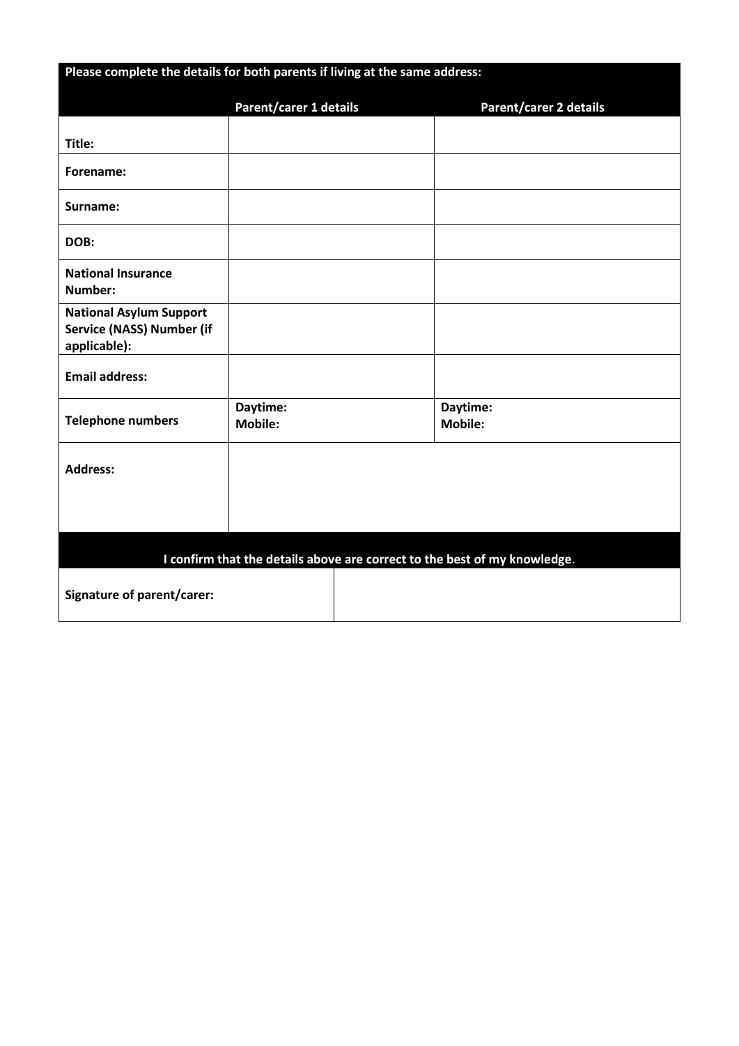| Please complete the details for both parents if living at the same address: | | |
|---|---|---|
| | **Parent/carer 1 details** | **Parent/carer 2 details** |
| **Title:** | | |
| **Forename:** | | |
| **Surname:** | | |
| **DOB:** | | |
| **National Insurance Number:** | | |
| **National Asylum Support Service (NASS) Number (if applicable):** | | |
| **Email address:** | | |
| **Telephone numbers** | **Daytime:** **Mobile:** | **Daytime:** **Mobile:** |
| **Address:** | | |

| I confirm that the details above are correct to the best of my knowledge. | |
|---|---|
| **Signature of parent/carer:** | |